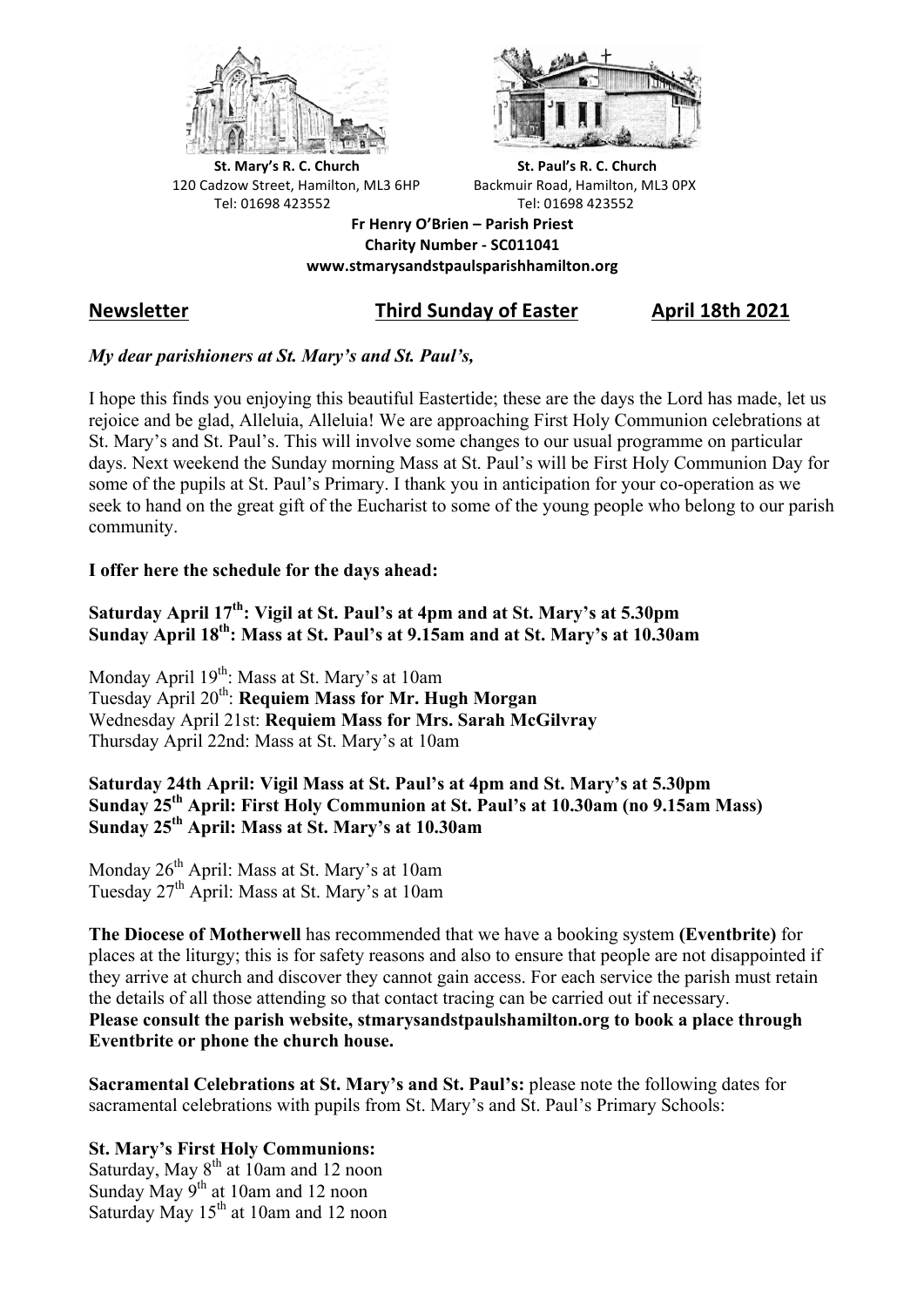**St. Mary's R. C. Church**
120 Cadzow Street, Hamilton, ML3 6HP
Tel: 01698 423552

**St. Paul's R. C. Church**
Backmuir Road, Hamilton, ML3 0PX
Tel: 01698 423552

**Fr Henry O'Brien – Parish Priest**
**Charity Number - SC011041**
**www.stmarysandstpaulsparishhamilton.org**

## Newsletter — Third Sunday of Easter — April 18th 2021

***My dear parishioners at St. Mary's and St. Paul's,***

I hope this finds you enjoying this beautiful Eastertide; these are the days the Lord has made, let us rejoice and be glad, Alleluia, Alleluia! We are approaching First Holy Communion celebrations at St. Mary's and St. Paul's. This will involve some changes to our usual programme on particular days. Next weekend the Sunday morning Mass at St. Paul's will be First Holy Communion Day for some of the pupils at St. Paul's Primary. I thank you in anticipation for your co-operation as we seek to hand on the great gift of the Eucharist to some of the young people who belong to our parish community.

**I offer here the schedule for the days ahead:**

**Saturday April 17th: Vigil at St. Paul's at 4pm and at St. Mary's at 5.30pm**
**Sunday April 18th: Mass at St. Paul's at 9.15am and at St. Mary's at 10.30am**

Monday April 19th: Mass at St. Mary's at 10am
Tuesday April 20th: **Requiem Mass for Mr. Hugh Morgan**
Wednesday April 21st: **Requiem Mass for Mrs. Sarah McGilvray**
Thursday April 22nd: Mass at St. Mary's at 10am

**Saturday 24th April: Vigil Mass at St. Paul's at 4pm and St. Mary's at 5.30pm**
**Sunday 25th April: First Holy Communion at St. Paul's at 10.30am (no 9.15am Mass)**
**Sunday 25th April: Mass at St. Mary's at 10.30am**

Monday 26th April: Mass at St. Mary's at 10am
Tuesday 27th April: Mass at St. Mary's at 10am

**The Diocese of Motherwell** has recommended that we have a booking system **(Eventbrite)** for places at the liturgy; this is for safety reasons and also to ensure that people are not disappointed if they arrive at church and discover they cannot gain access. For each service the parish must retain the details of all those attending so that contact tracing can be carried out if necessary.
**Please consult the parish website, stmarysandstpaulshamilton.org to book a place through Eventbrite or phone the church house.**

**Sacramental Celebrations at St. Mary's and St. Paul's:** please note the following dates for sacramental celebrations with pupils from St. Mary's and St. Paul's Primary Schools:

**St. Mary's First Holy Communions:**
Saturday, May 8th at 10am and 12 noon
Sunday May 9th at 10am and 12 noon
Saturday May 15th at 10am and 12 noon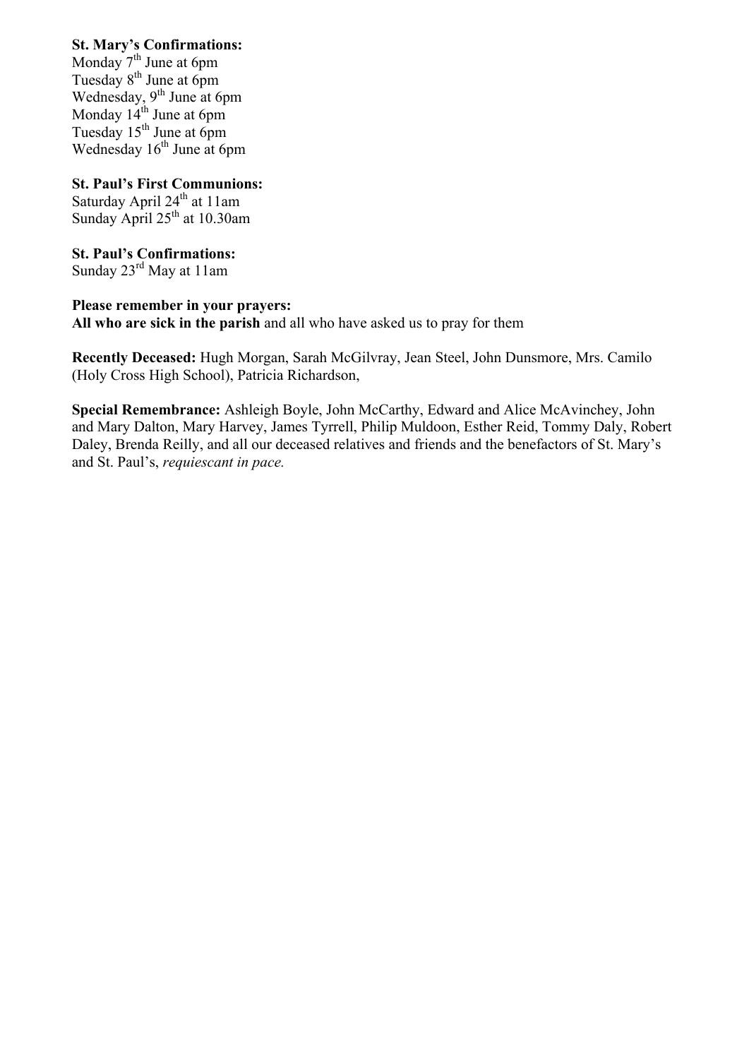**St. Mary's Confirmations:**
Monday 7th June at 6pm
Tuesday 8th June at 6pm
Wednesday, 9th June at 6pm
Monday 14th June at 6pm
Tuesday 15th June at 6pm
Wednesday 16th June at 6pm

**St. Paul's First Communions:**
Saturday April 24th at 11am
Sunday April 25th at 10.30am

**St. Paul's Confirmations:**
Sunday 23rd May at 11am

**Please remember in your prayers:**
**All who are sick in the parish** and all who have asked us to pray for them

**Recently Deceased:** Hugh Morgan, Sarah McGilvray, Jean Steel, John Dunsmore, Mrs. Camilo (Holy Cross High School), Patricia Richardson,

**Special Remembrance:** Ashleigh Boyle, John McCarthy, Edward and Alice McAvinchey, John and Mary Dalton, Mary Harvey, James Tyrrell, Philip Muldoon, Esther Reid, Tommy Daly, Robert Daley, Brenda Reilly, and all our deceased relatives and friends and the benefactors of St. Mary's and St. Paul's, *requiescant in pace.*